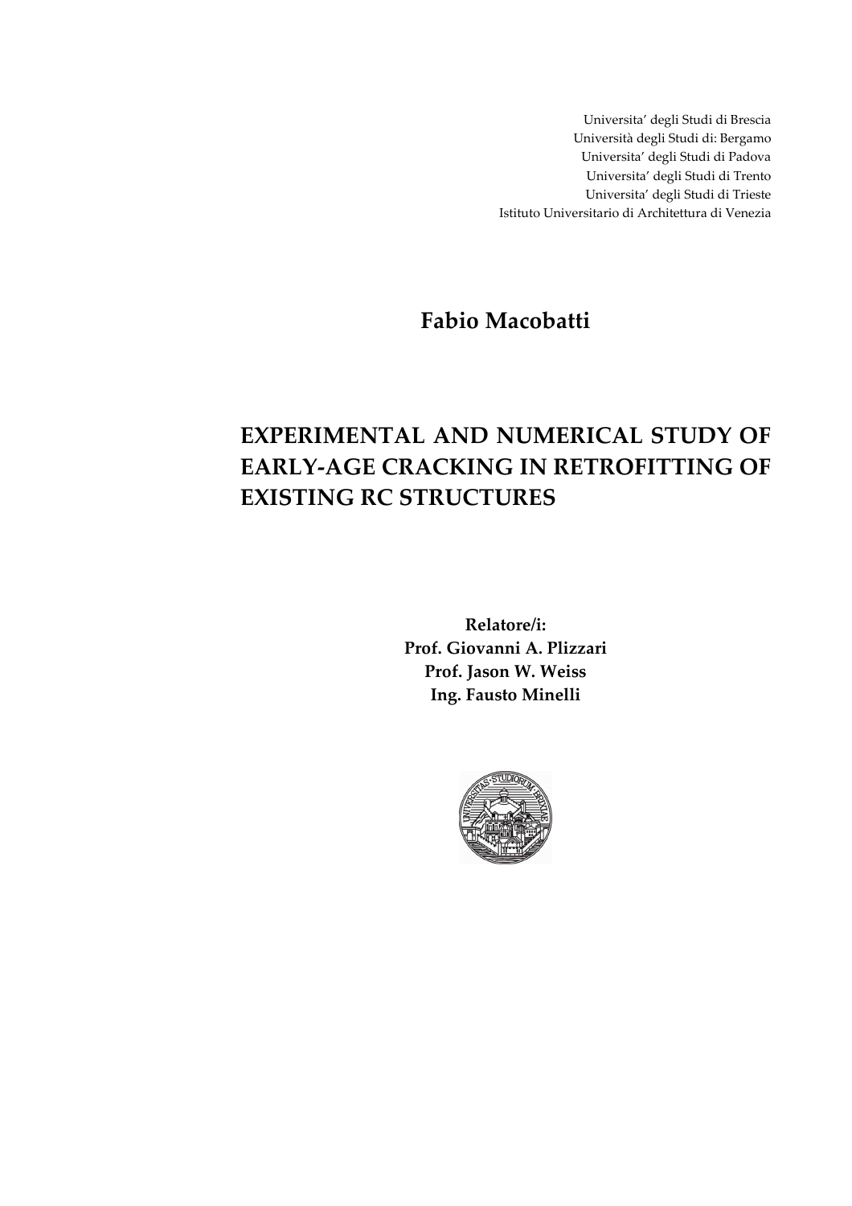Universita' degli Studi di Brescia
Università degli Studi di: Bergamo
Universita' degli Studi di Padova
Universita' degli Studi di Trento
Universita' degli Studi di Trieste
Istituto Universitario di Architettura di Venezia

**Fabio Macobatti**

# EXPERIMENTAL AND NUMERICAL STUDY OF EARLY-AGE CRACKING IN RETROFITTING OF EXISTING RC STRUCTURES

**Relatore/i:**
**Prof. Giovanni A. Plizzari**
**Prof. Jason W. Weiss**
**Ing. Fausto Minelli**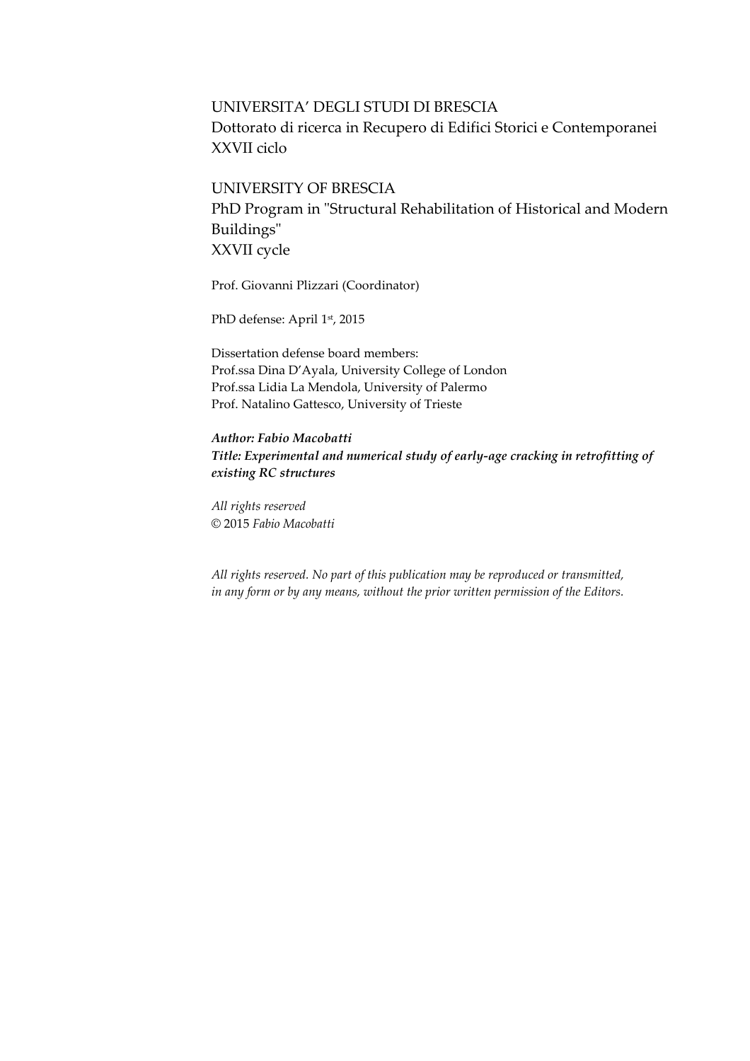UNIVERSITA' DEGLI STUDI DI BRESCIA
Dottorato di ricerca in Recupero di Edifici Storici e Contemporanei
XXVII ciclo

UNIVERSITY OF BRESCIA
PhD Program in "Structural Rehabilitation of Historical and Modern Buildings"
XXVII cycle

Prof. Giovanni Plizzari (Coordinator)

PhD defense: April 1st, 2015

Dissertation defense board members:
Prof.ssa Dina D'Ayala, University College of London
Prof.ssa Lidia La Mendola, University of Palermo
Prof. Natalino Gattesco, University of Trieste

***Author: Fabio Macobatti***
***Title: Experimental and numerical study of early-age cracking in retrofitting of existing RC structures***

*All rights reserved*
© 2015 *Fabio Macobatti*

*All rights reserved. No part of this publication may be reproduced or transmitted, in any form or by any means, without the prior written permission of the Editors.*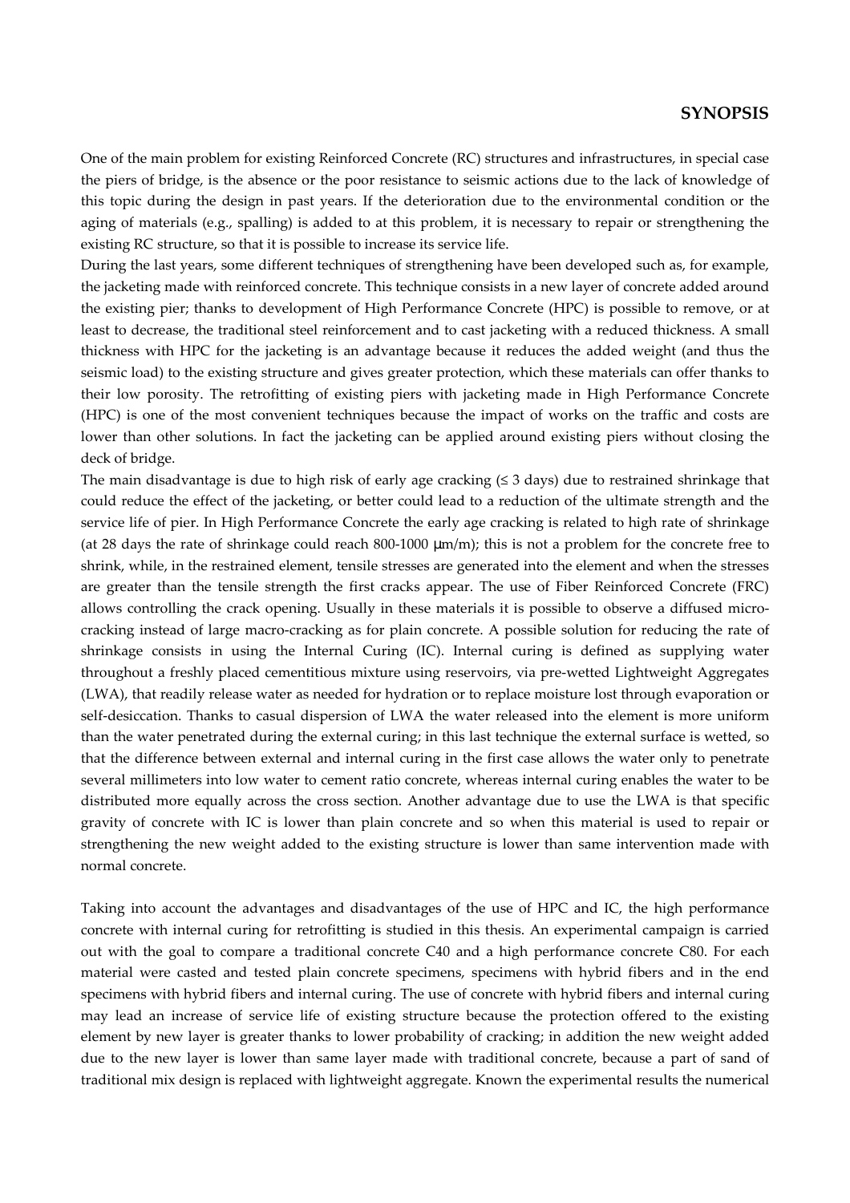## SYNOPSIS

One of the main problem for existing Reinforced Concrete (RC) structures and infrastructures, in special case the piers of bridge, is the absence or the poor resistance to seismic actions due to the lack of knowledge of this topic during the design in past years. If the deterioration due to the environmental condition or the aging of materials (e.g., spalling) is added to at this problem, it is necessary to repair or strengthening the existing RC structure, so that it is possible to increase its service life.

During the last years, some different techniques of strengthening have been developed such as, for example, the jacketing made with reinforced concrete. This technique consists in a new layer of concrete added around the existing pier; thanks to development of High Performance Concrete (HPC) is possible to remove, or at least to decrease, the traditional steel reinforcement and to cast jacketing with a reduced thickness. A small thickness with HPC for the jacketing is an advantage because it reduces the added weight (and thus the seismic load) to the existing structure and gives greater protection, which these materials can offer thanks to their low porosity. The retrofitting of existing piers with jacketing made in High Performance Concrete (HPC) is one of the most convenient techniques because the impact of works on the traffic and costs are lower than other solutions. In fact the jacketing can be applied around existing piers without closing the deck of bridge.

The main disadvantage is due to high risk of early age cracking (≤ 3 days) due to restrained shrinkage that could reduce the effect of the jacketing, or better could lead to a reduction of the ultimate strength and the service life of pier. In High Performance Concrete the early age cracking is related to high rate of shrinkage (at 28 days the rate of shrinkage could reach 800-1000 μm/m); this is not a problem for the concrete free to shrink, while, in the restrained element, tensile stresses are generated into the element and when the stresses are greater than the tensile strength the first cracks appear. The use of Fiber Reinforced Concrete (FRC) allows controlling the crack opening. Usually in these materials it is possible to observe a diffused micro-cracking instead of large macro-cracking as for plain concrete. A possible solution for reducing the rate of shrinkage consists in using the Internal Curing (IC). Internal curing is defined as supplying water throughout a freshly placed cementitious mixture using reservoirs, via pre-wetted Lightweight Aggregates (LWA), that readily release water as needed for hydration or to replace moisture lost through evaporation or self-desiccation. Thanks to casual dispersion of LWA the water released into the element is more uniform than the water penetrated during the external curing; in this last technique the external surface is wetted, so that the difference between external and internal curing in the first case allows the water only to penetrate several millimeters into low water to cement ratio concrete, whereas internal curing enables the water to be distributed more equally across the cross section. Another advantage due to use the LWA is that specific gravity of concrete with IC is lower than plain concrete and so when this material is used to repair or strengthening the new weight added to the existing structure is lower than same intervention made with normal concrete.

Taking into account the advantages and disadvantages of the use of HPC and IC, the high performance concrete with internal curing for retrofitting is studied in this thesis. An experimental campaign is carried out with the goal to compare a traditional concrete C40 and a high performance concrete C80. For each material were casted and tested plain concrete specimens, specimens with hybrid fibers and in the end specimens with hybrid fibers and internal curing. The use of concrete with hybrid fibers and internal curing may lead an increase of service life of existing structure because the protection offered to the existing element by new layer is greater thanks to lower probability of cracking; in addition the new weight added due to the new layer is lower than same layer made with traditional concrete, because a part of sand of traditional mix design is replaced with lightweight aggregate. Known the experimental results the numerical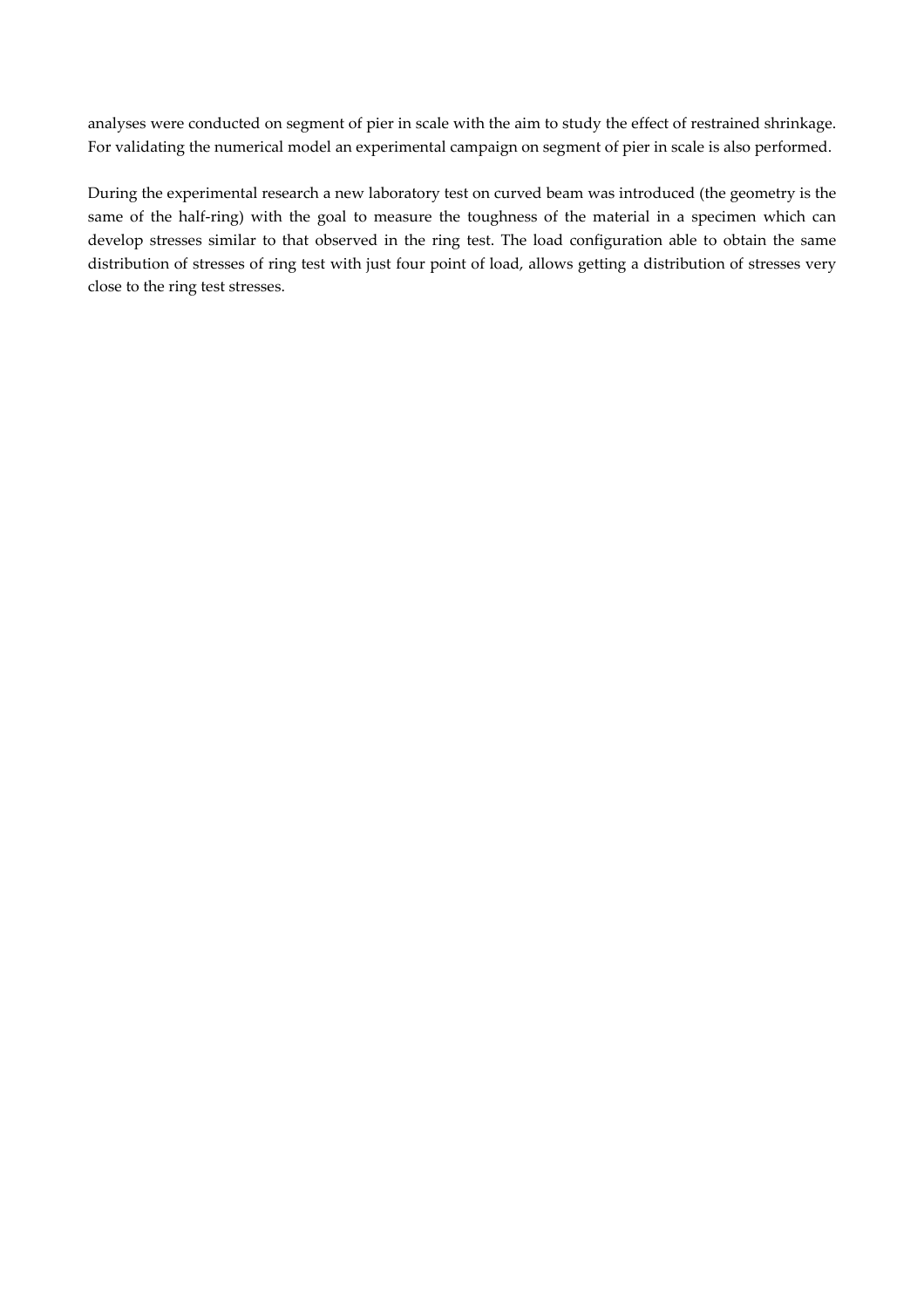analyses were conducted on segment of pier in scale with the aim to study the effect of restrained shrinkage. For validating the numerical model an experimental campaign on segment of pier in scale is also performed.

During the experimental research a new laboratory test on curved beam was introduced (the geometry is the same of the half-ring) with the goal to measure the toughness of the material in a specimen which can develop stresses similar to that observed in the ring test. The load configuration able to obtain the same distribution of stresses of ring test with just four point of load, allows getting a distribution of stresses very close to the ring test stresses.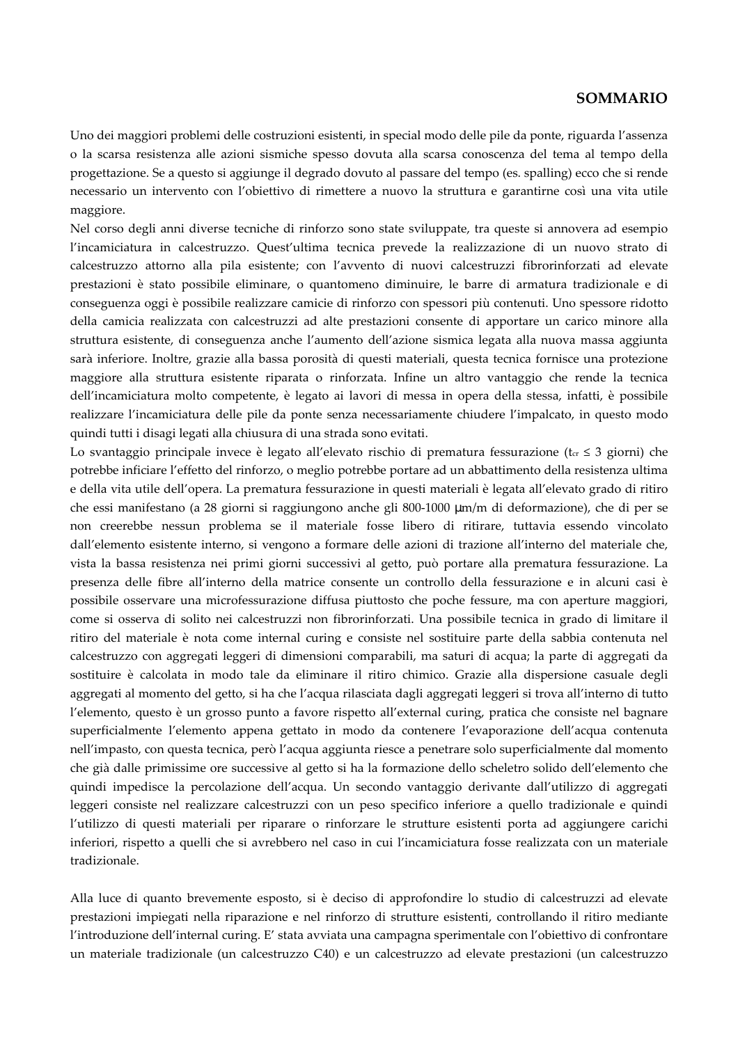# SOMMARIO

Uno dei maggiori problemi delle costruzioni esistenti, in special modo delle pile da ponte, riguarda l'assenza o la scarsa resistenza alle azioni sismiche spesso dovuta alla scarsa conoscenza del tema al tempo della progettazione. Se a questo si aggiunge il degrado dovuto al passare del tempo (es. spalling) ecco che si rende necessario un intervento con l'obiettivo di rimettere a nuovo la struttura e garantirne così una vita utile maggiore.

Nel corso degli anni diverse tecniche di rinforzo sono state sviluppate, tra queste si annovera ad esempio l'incamiciatura in calcestruzzo. Quest'ultima tecnica prevede la realizzazione di un nuovo strato di calcestruzzo attorno alla pila esistente; con l'avvento di nuovi calcestruzzi fibrorinforzati ad elevate prestazioni è stato possibile eliminare, o quantomeno diminuire, le barre di armatura tradizionale e di conseguenza oggi è possibile realizzare camicie di rinforzo con spessori più contenuti. Uno spessore ridotto della camicia realizzata con calcestruzzi ad alte prestazioni consente di apportare un carico minore alla struttura esistente, di conseguenza anche l'aumento dell'azione sismica legata alla nuova massa aggiunta sarà inferiore. Inoltre, grazie alla bassa porosità di questi materiali, questa tecnica fornisce una protezione maggiore alla struttura esistente riparata o rinforzata. Infine un altro vantaggio che rende la tecnica dell'incamiciatura molto competente, è legato ai lavori di messa in opera della stessa, infatti, è possibile realizzare l'incamiciatura delle pile da ponte senza necessariamente chiudere l'impalcato, in questo modo quindi tutti i disagi legati alla chiusura di una strada sono evitati.

Lo svantaggio principale invece è legato all'elevato rischio di prematura fessurazione ($t_{cr} \leq 3$ giorni) che potrebbe inficiare l'effetto del rinforzo, o meglio potrebbe portare ad un abbattimento della resistenza ultima e della vita utile dell'opera. La prematura fessurazione in questi materiali è legata all'elevato grado di ritiro che essi manifestano (a 28 giorni si raggiungono anche gli 800-1000 $\mu$m/m di deformazione), che di per se non creerebbe nessun problema se il materiale fosse libero di ritirare, tuttavia essendo vincolato dall'elemento esistente interno, si vengono a formare delle azioni di trazione all'interno del materiale che, vista la bassa resistenza nei primi giorni successivi al getto, può portare alla prematura fessurazione. La presenza delle fibre all'interno della matrice consente un controllo della fessurazione e in alcuni casi è possibile osservare una microfessurazione diffusa piuttosto che poche fessure, ma con aperture maggiori, come si osserva di solito nei calcestruzzi non fibrorinforzati. Una possibile tecnica in grado di limitare il ritiro del materiale è nota come internal curing e consiste nel sostituire parte della sabbia contenuta nel calcestruzzo con aggregati leggeri di dimensioni comparabili, ma saturi di acqua; la parte di aggregati da sostituire è calcolata in modo tale da eliminare il ritiro chimico. Grazie alla dispersione casuale degli aggregati al momento del getto, si ha che l'acqua rilasciata dagli aggregati leggeri si trova all'interno di tutto l'elemento, questo è un grosso punto a favore rispetto all'external curing, pratica che consiste nel bagnare superficialmente l'elemento appena gettato in modo da contenere l'evaporazione dell'acqua contenuta nell'impasto, con questa tecnica, però l'acqua aggiunta riesce a penetrare solo superficialmente dal momento che già dalle primissime ore successive al getto si ha la formazione dello scheletro solido dell'elemento che quindi impedisce la percolazione dell'acqua. Un secondo vantaggio derivante dall'utilizzo di aggregati leggeri consiste nel realizzare calcestruzzi con un peso specifico inferiore a quello tradizionale e quindi l'utilizzo di questi materiali per riparare o rinforzare le strutture esistenti porta ad aggiungere carichi inferiori, rispetto a quelli che si avrebbero nel caso in cui l'incamiciatura fosse realizzata con un materiale tradizionale.

Alla luce di quanto brevemente esposto, si è deciso di approfondire lo studio di calcestruzzi ad elevate prestazioni impiegati nella riparazione e nel rinforzo di strutture esistenti, controllando il ritiro mediante l'introduzione dell'internal curing. E' stata avviata una campagna sperimentale con l'obiettivo di confrontare un materiale tradizionale (un calcestruzzo C40) e un calcestruzzo ad elevate prestazioni (un calcestruzzo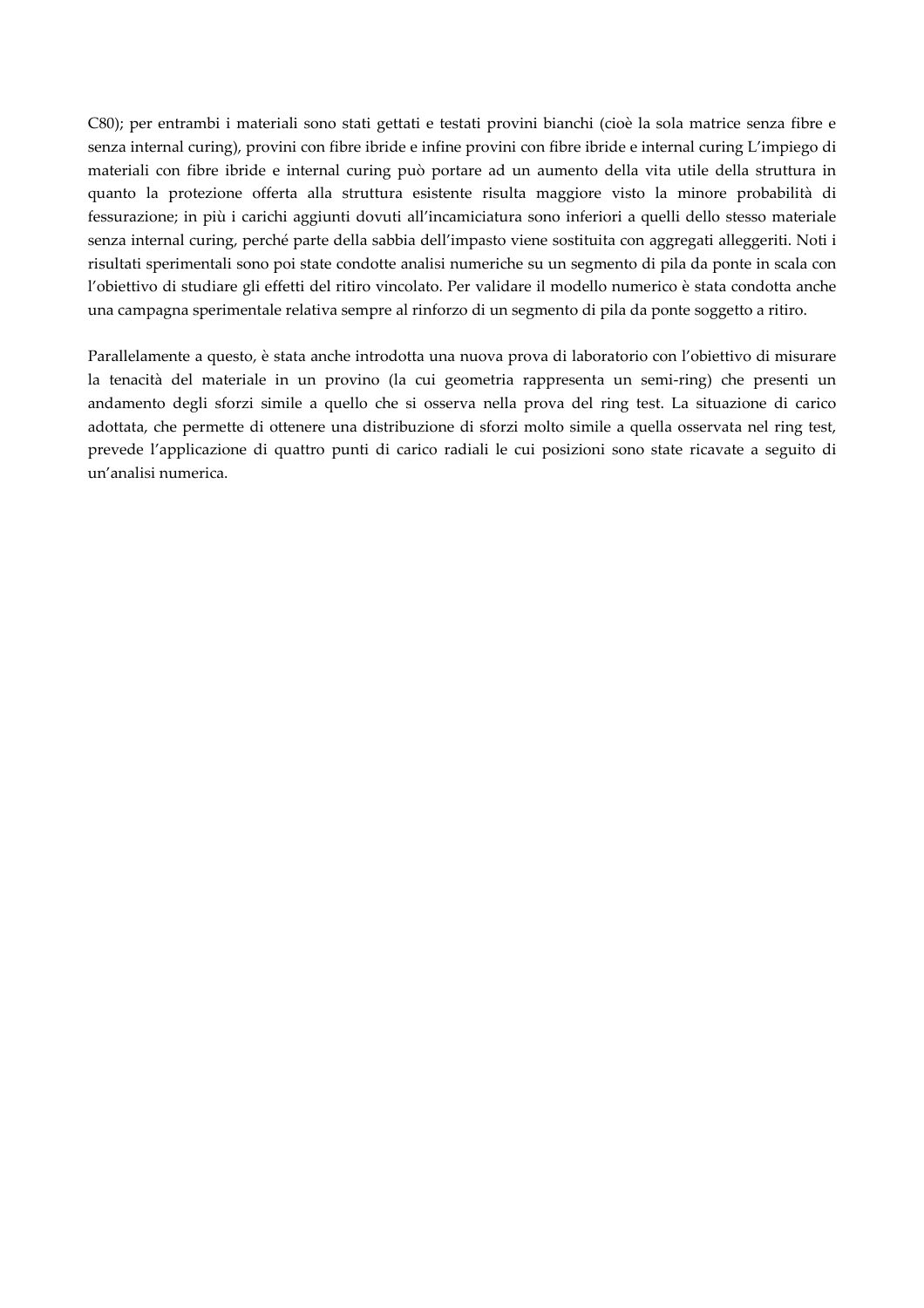C80); per entrambi i materiali sono stati gettati e testati provini bianchi (cioè la sola matrice senza fibre e senza internal curing), provini con fibre ibride e infine provini con fibre ibride e internal curing L'impiego di materiali con fibre ibride e internal curing può portare ad un aumento della vita utile della struttura in quanto la protezione offerta alla struttura esistente risulta maggiore visto la minore probabilità di fessurazione; in più i carichi aggiunti dovuti all'incamiciatura sono inferiori a quelli dello stesso materiale senza internal curing, perché parte della sabbia dell'impasto viene sostituita con aggregati alleggeriti. Noti i risultati sperimentali sono poi state condotte analisi numeriche su un segmento di pila da ponte in scala con l'obiettivo di studiare gli effetti del ritiro vincolato. Per validare il modello numerico è stata condotta anche una campagna sperimentale relativa sempre al rinforzo di un segmento di pila da ponte soggetto a ritiro.

Parallelamente a questo, è stata anche introdotta una nuova prova di laboratorio con l'obiettivo di misurare la tenacità del materiale in un provino (la cui geometria rappresenta un semi-ring) che presenti un andamento degli sforzi simile a quello che si osserva nella prova del ring test. La situazione di carico adottata, che permette di ottenere una distribuzione di sforzi molto simile a quella osservata nel ring test, prevede l'applicazione di quattro punti di carico radiali le cui posizioni sono state ricavate a seguito di un'analisi numerica.